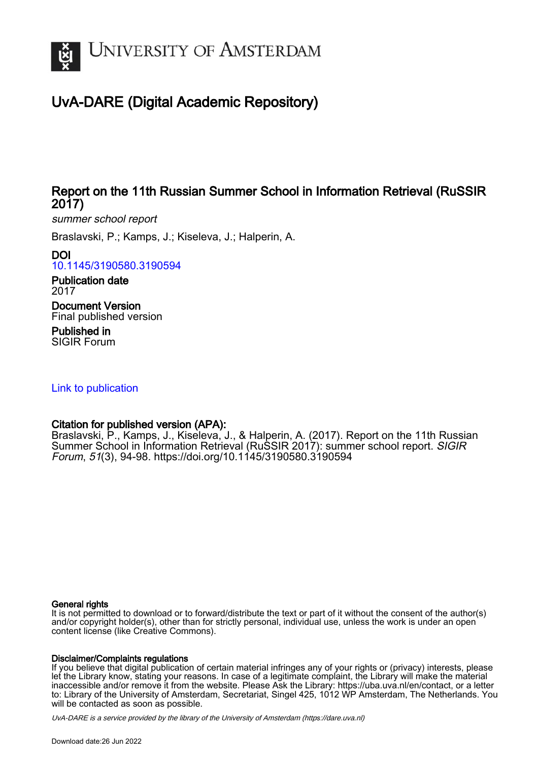# UvA-DARE (Digital Academic Repository)

## Report on the 11th Russian Summer School in Information Retrieval (RuSSIR 2017)

*summer school report*

Braslavski, P.; Kamps, J.; Kiseleva, J.; Halperin, A.

**DOI**
10.1145/3190580.3190594

**Publication date**
2017

**Document Version**
Final published version

**Published in**
SIGIR Forum

Link to publication

**Citation for published version (APA):**
Braslavski, P., Kamps, J., Kiseleva, J., & Halperin, A. (2017). Report on the 11th Russian Summer School in Information Retrieval (RuSSIR 2017): summer school report. *SIGIR Forum*, *51*(3), 94-98. https://doi.org/10.1145/3190580.3190594

**General rights**
It is not permitted to download or to forward/distribute the text or part of it without the consent of the author(s) and/or copyright holder(s), other than for strictly personal, individual use, unless the work is under an open content license (like Creative Commons).

**Disclaimer/Complaints regulations**
If you believe that digital publication of certain material infringes any of your rights or (privacy) interests, please let the Library know, stating your reasons. In case of a legitimate complaint, the Library will make the material inaccessible and/or remove it from the website. Please Ask the Library: https://uba.uva.nl/en/contact, or a letter to: Library of the University of Amsterdam, Secretariat, Singel 425, 1012 WP Amsterdam, The Netherlands. You will be contacted as soon as possible.

*UvA-DARE is a service provided by the library of the University of Amsterdam (https://dare.uva.nl)*

Download date:26 Jun 2022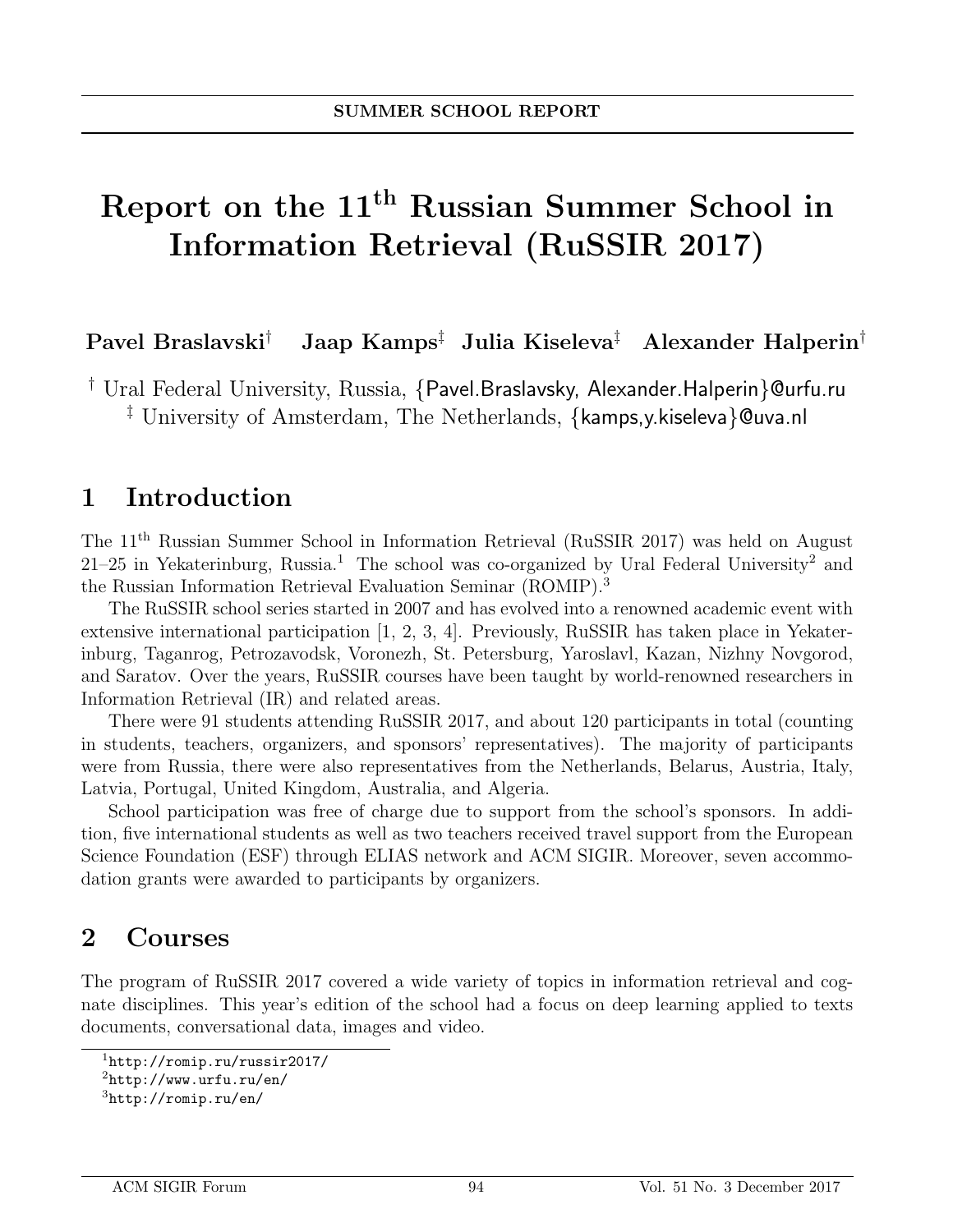SUMMER SCHOOL REPORT

# Report on the 11th Russian Summer School in Information Retrieval (RuSSIR 2017)

**Pavel Braslavski**[†] **Jaap Kamps**[‡] **Julia Kiseleva**[‡] **Alexander Halperin**[†]

[†] Ural Federal University, Russia, {Pavel.Braslavsky, Alexander.Halperin}@urfu.ru
[‡] University of Amsterdam, The Netherlands, {kamps,y.kiseleva}@uva.nl

## 1 Introduction

The 11th Russian Summer School in Information Retrieval (RuSSIR 2017) was held on August 21–25 in Yekaterinburg, Russia.[1] The school was co-organized by Ural Federal University[2] and the Russian Information Retrieval Evaluation Seminar (ROMIP).[3]

The RuSSIR school series started in 2007 and has evolved into a renowned academic event with extensive international participation [1, 2, 3, 4]. Previously, RuSSIR has taken place in Yekaterinburg, Taganrog, Petrozavodsk, Voronezh, St. Petersburg, Yaroslavl, Kazan, Nizhny Novgorod, and Saratov. Over the years, RuSSIR courses have been taught by world-renowned researchers in Information Retrieval (IR) and related areas.

There were 91 students attending RuSSIR 2017, and about 120 participants in total (counting in students, teachers, organizers, and sponsors' representatives). The majority of participants were from Russia, there were also representatives from the Netherlands, Belarus, Austria, Italy, Latvia, Portugal, United Kingdom, Australia, and Algeria.

School participation was free of charge due to support from the school's sponsors. In addition, five international students as well as two teachers received travel support from the European Science Foundation (ESF) through ELIAS network and ACM SIGIR. Moreover, seven accommodation grants were awarded to participants by organizers.

## 2 Courses

The program of RuSSIR 2017 covered a wide variety of topics in information retrieval and cognate disciplines. This year's edition of the school had a focus on deep learning applied to texts documents, conversational data, images and video.

---

[1] http://romip.ru/russir2017/
[2] http://www.urfu.ru/en/
[3] http://romip.ru/en/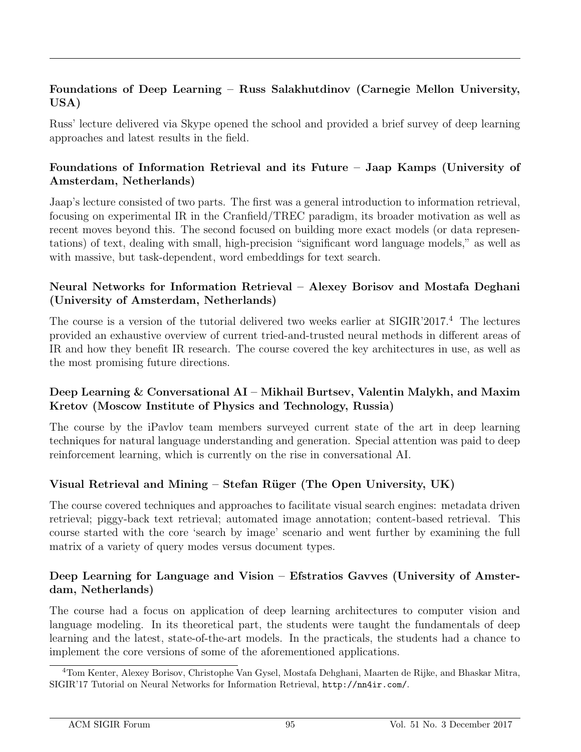### Foundations of Deep Learning – Russ Salakhutdinov (Carnegie Mellon University, USA)

Russ' lecture delivered via Skype opened the school and provided a brief survey of deep learning approaches and latest results in the field.

### Foundations of Information Retrieval and its Future – Jaap Kamps (University of Amsterdam, Netherlands)

Jaap's lecture consisted of two parts. The first was a general introduction to information retrieval, focusing on experimental IR in the Cranfield/TREC paradigm, its broader motivation as well as recent moves beyond this. The second focused on building more exact models (or data representations) of text, dealing with small, high-precision "significant word language models," as well as with massive, but task-dependent, word embeddings for text search.

### Neural Networks for Information Retrieval – Alexey Borisov and Mostafa Deghani (University of Amsterdam, Netherlands)

The course is a version of the tutorial delivered two weeks earlier at SIGIR'2017.[4] The lectures provided an exhaustive overview of current tried-and-trusted neural methods in different areas of IR and how they benefit IR research. The course covered the key architectures in use, as well as the most promising future directions.

### Deep Learning & Conversational AI – Mikhail Burtsev, Valentin Malykh, and Maxim Kretov (Moscow Institute of Physics and Technology, Russia)

The course by the iPavlov team members surveyed current state of the art in deep learning techniques for natural language understanding and generation. Special attention was paid to deep reinforcement learning, which is currently on the rise in conversational AI.

### Visual Retrieval and Mining – Stefan Rüger (The Open University, UK)

The course covered techniques and approaches to facilitate visual search engines: metadata driven retrieval; piggy-back text retrieval; automated image annotation; content-based retrieval. This course started with the core 'search by image' scenario and went further by examining the full matrix of a variety of query modes versus document types.

### Deep Learning for Language and Vision – Efstratios Gavves (University of Amsterdam, Netherlands)

The course had a focus on application of deep learning architectures to computer vision and language modeling. In its theoretical part, the students were taught the fundamentals of deep learning and the latest, state-of-the-art models. In the practicals, the students had a chance to implement the core versions of some of the aforementioned applications.

[4] Tom Kenter, Alexey Borisov, Christophe Van Gysel, Mostafa Dehghani, Maarten de Rijke, and Bhaskar Mitra, SIGIR'17 Tutorial on Neural Networks for Information Retrieval, `http://nn4ir.com/`.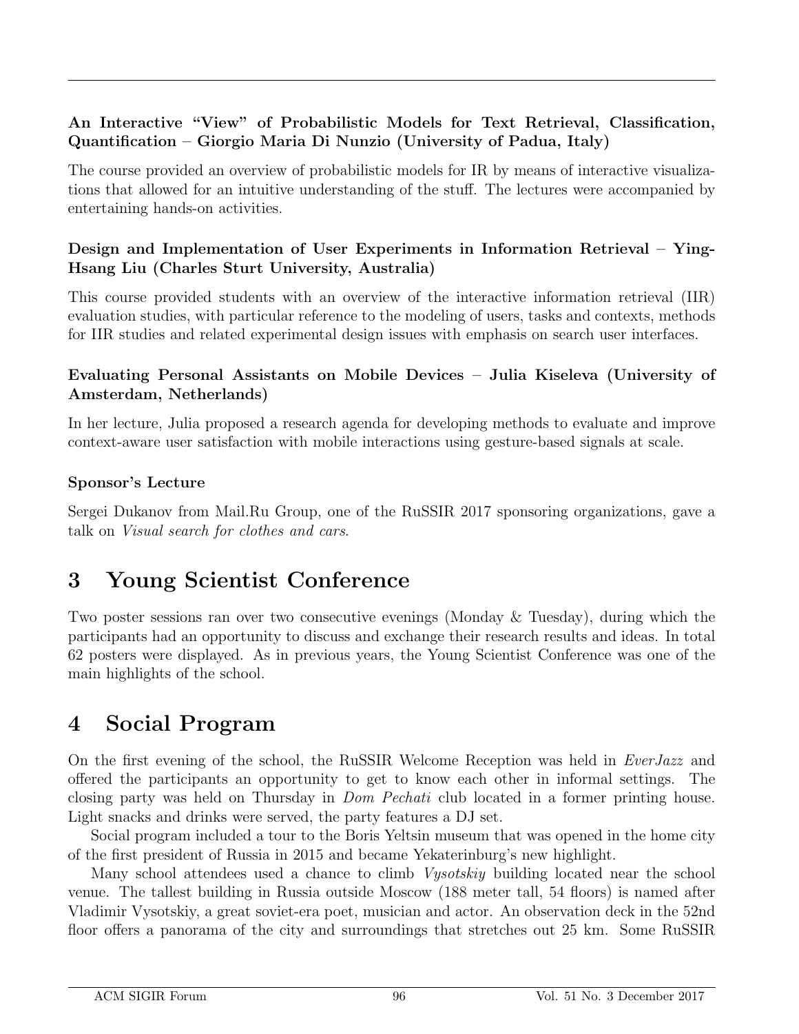**An Interactive "View" of Probabilistic Models for Text Retrieval, Classification, Quantification – Giorgio Maria Di Nunzio (University of Padua, Italy)**

The course provided an overview of probabilistic models for IR by means of interactive visualizations that allowed for an intuitive understanding of the stuff. The lectures were accompanied by entertaining hands-on activities.

**Design and Implementation of User Experiments in Information Retrieval – Ying-Hsang Liu (Charles Sturt University, Australia)**

This course provided students with an overview of the interactive information retrieval (IIR) evaluation studies, with particular reference to the modeling of users, tasks and contexts, methods for IIR studies and related experimental design issues with emphasis on search user interfaces.

**Evaluating Personal Assistants on Mobile Devices – Julia Kiseleva (University of Amsterdam, Netherlands)**

In her lecture, Julia proposed a research agenda for developing methods to evaluate and improve context-aware user satisfaction with mobile interactions using gesture-based signals at scale.

**Sponsor's Lecture**

Sergei Dukanov from Mail.Ru Group, one of the RuSSIR 2017 sponsoring organizations, gave a talk on *Visual search for clothes and cars*.

# 3 Young Scientist Conference

Two poster sessions ran over two consecutive evenings (Monday & Tuesday), during which the participants had an opportunity to discuss and exchange their research results and ideas. In total 62 posters were displayed. As in previous years, the Young Scientist Conference was one of the main highlights of the school.

# 4 Social Program

On the first evening of the school, the RuSSIR Welcome Reception was held in *EverJazz* and offered the participants an opportunity to get to know each other in informal settings. The closing party was held on Thursday in *Dom Pechati* club located in a former printing house. Light snacks and drinks were served, the party features a DJ set.

Social program included a tour to the Boris Yeltsin museum that was opened in the home city of the first president of Russia in 2015 and became Yekaterinburg's new highlight.

Many school attendees used a chance to climb *Vysotskiy* building located near the school venue. The tallest building in Russia outside Moscow (188 meter tall, 54 floors) is named after Vladimir Vysotskiy, a great soviet-era poet, musician and actor. An observation deck in the 52nd floor offers a panorama of the city and surroundings that stretches out 25 km. Some RuSSIR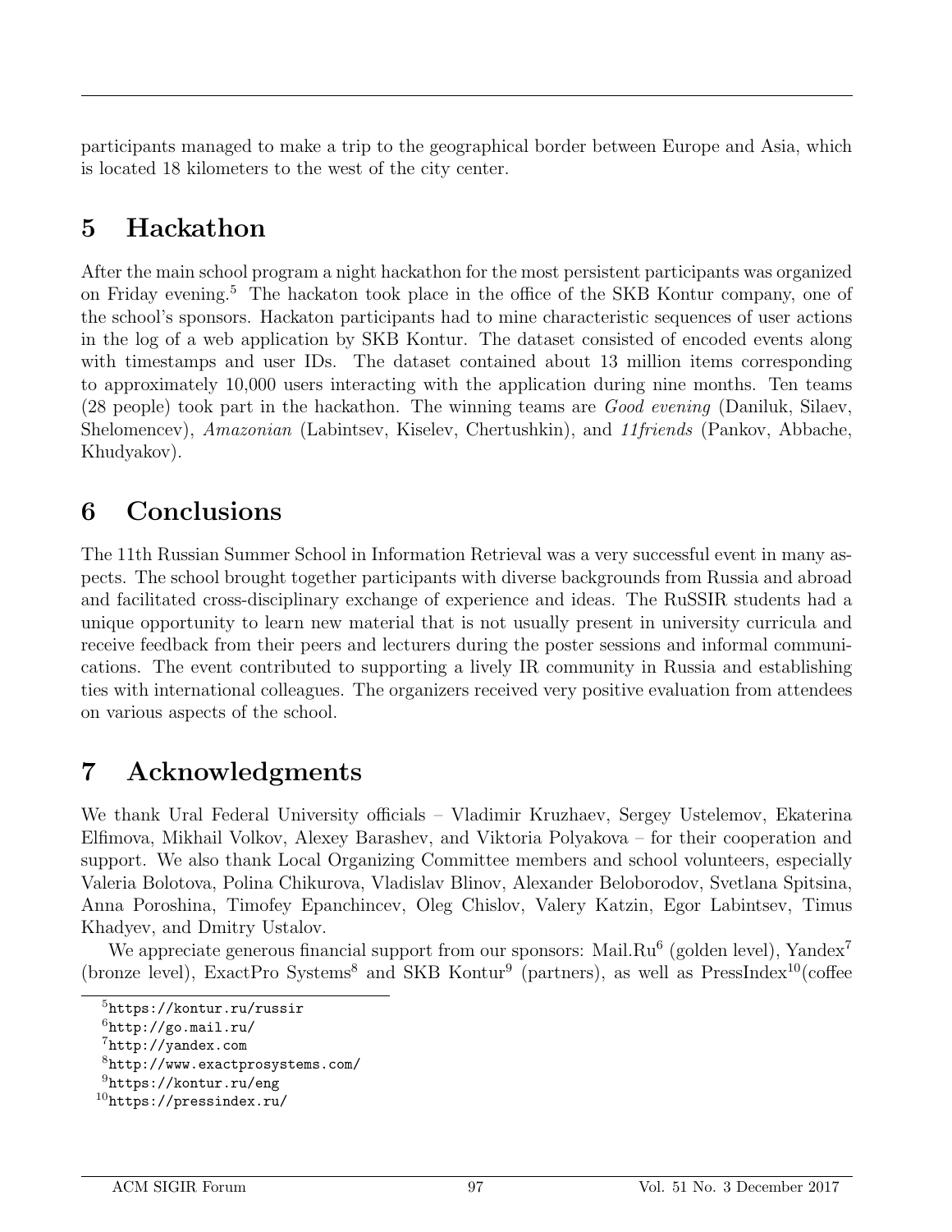participants managed to make a trip to the geographical border between Europe and Asia, which is located 18 kilometers to the west of the city center.

# 5 Hackathon

After the main school program a night hackathon for the most persistent participants was organized on Friday evening.[5] The hackaton took place in the office of the SKB Kontur company, one of the school's sponsors. Hackaton participants had to mine characteristic sequences of user actions in the log of a web application by SKB Kontur. The dataset consisted of encoded events along with timestamps and user IDs. The dataset contained about 13 million items corresponding to approximately 10,000 users interacting with the application during nine months. Ten teams (28 people) took part in the hackathon. The winning teams are *Good evening* (Daniluk, Silaev, Shelomencev), *Amazonian* (Labintsev, Kiselev, Chertushkin), and *11friends* (Pankov, Abbache, Khudyakov).

# 6 Conclusions

The 11th Russian Summer School in Information Retrieval was a very successful event in many aspects. The school brought together participants with diverse backgrounds from Russia and abroad and facilitated cross-disciplinary exchange of experience and ideas. The RuSSIR students had a unique opportunity to learn new material that is not usually present in university curricula and receive feedback from their peers and lecturers during the poster sessions and informal communications. The event contributed to supporting a lively IR community in Russia and establishing ties with international colleagues. The organizers received very positive evaluation from attendees on various aspects of the school.

# 7 Acknowledgments

We thank Ural Federal University officials – Vladimir Kruzhaev, Sergey Ustelemov, Ekaterina Elfimova, Mikhail Volkov, Alexey Barashev, and Viktoria Polyakova – for their cooperation and support. We also thank Local Organizing Committee members and school volunteers, especially Valeria Bolotova, Polina Chikurova, Vladislav Blinov, Alexander Beloborodov, Svetlana Spitsina, Anna Poroshina, Timofey Epanchincev, Oleg Chislov, Valery Katzin, Egor Labintsev, Timus Khadyev, and Dmitry Ustalov.

We appreciate generous financial support from our sponsors: Mail.Ru[6] (golden level), Yandex[7] (bronze level), ExactPro Systems[8] and SKB Kontur[9] (partners), as well as PressIndex[10](coffee

---

[5] `https://kontur.ru/russir`

[6] `http://go.mail.ru/`

[7] `http://yandex.com`

[8] `http://www.exactprosystems.com/`

[9] `https://kontur.ru/eng`

[10] `https://pressindex.ru/`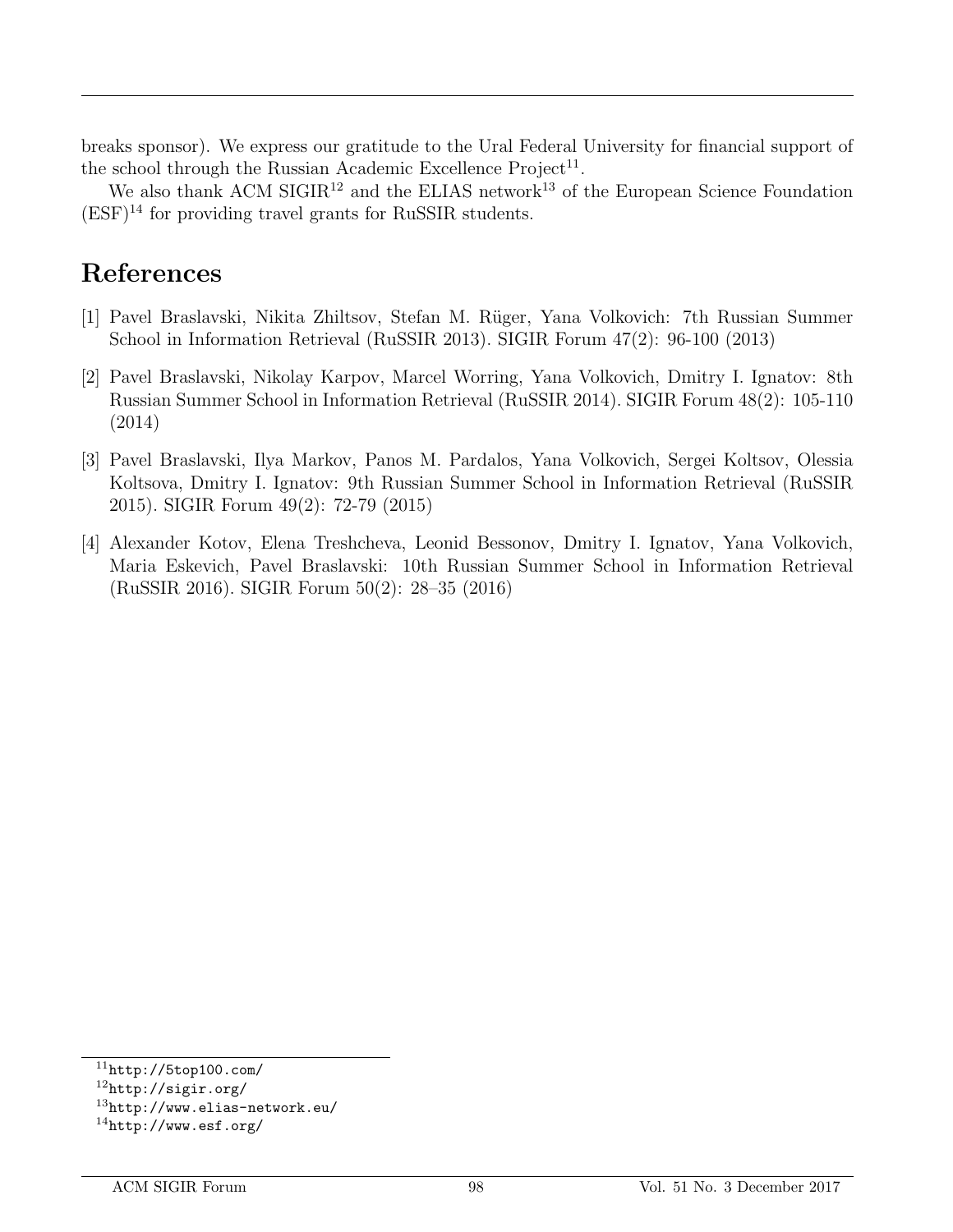breaks sponsor). We express our gratitude to the Ural Federal University for financial support of the school through the Russian Academic Excellence Project[11].

We also thank ACM SIGIR[12] and the ELIAS network[13] of the European Science Foundation (ESF)[14] for providing travel grants for RuSSIR students.

# References

[1] Pavel Braslavski, Nikita Zhiltsov, Stefan M. Rüger, Yana Volkovich: 7th Russian Summer School in Information Retrieval (RuSSIR 2013). SIGIR Forum 47(2): 96-100 (2013)

[2] Pavel Braslavski, Nikolay Karpov, Marcel Worring, Yana Volkovich, Dmitry I. Ignatov: 8th Russian Summer School in Information Retrieval (RuSSIR 2014). SIGIR Forum 48(2): 105-110 (2014)

[3] Pavel Braslavski, Ilya Markov, Panos M. Pardalos, Yana Volkovich, Sergei Koltsov, Olessia Koltsova, Dmitry I. Ignatov: 9th Russian Summer School in Information Retrieval (RuSSIR 2015). SIGIR Forum 49(2): 72-79 (2015)

[4] Alexander Kotov, Elena Treshcheva, Leonid Bessonov, Dmitry I. Ignatov, Yana Volkovich, Maria Eskevich, Pavel Braslavski: 10th Russian Summer School in Information Retrieval (RuSSIR 2016). SIGIR Forum 50(2): 28–35 (2016)

[11] http://5top100.com/

[12] http://sigir.org/

[13] http://www.elias-network.eu/

[14] http://www.esf.org/